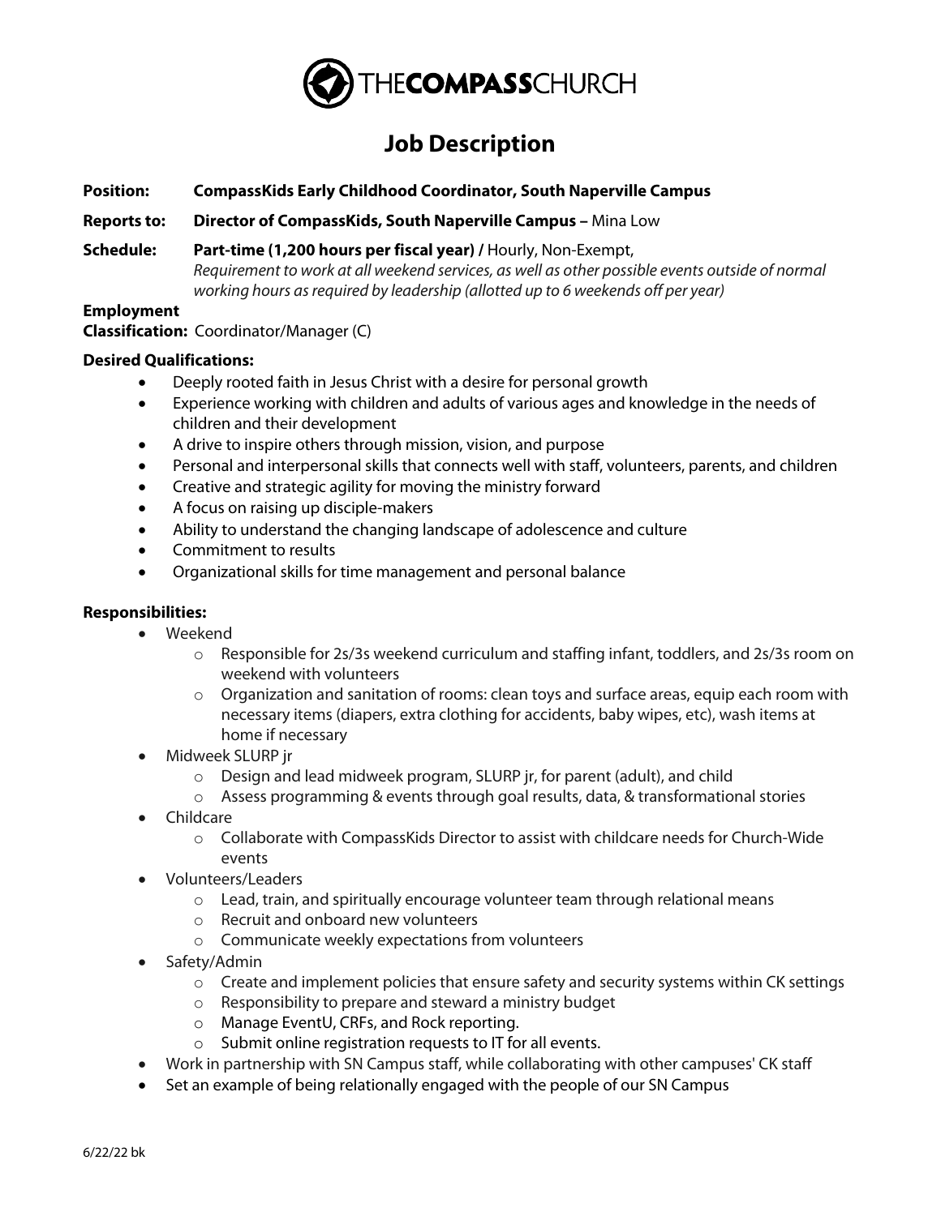THECOMPASSCHURCH

# Job Description

**Position:** **CompassKids Early Childhood Coordinator, South Naperville Campus**

**Reports to:** **Director of CompassKids, South Naperville Campus –** Mina Low

**Schedule:** **Part-time (1,200 hours per fiscal year) /** Hourly, Non-Exempt,
*Requirement to work at all weekend services, as well as other possible events outside of normal working hours as required by leadership (allotted up to 6 weekends off per year)*

**Employment Classification:** Coordinator/Manager (C)

**Desired Qualifications:**

- Deeply rooted faith in Jesus Christ with a desire for personal growth
- Experience working with children and adults of various ages and knowledge in the needs of children and their development
- A drive to inspire others through mission, vision, and purpose
- Personal and interpersonal skills that connects well with staff, volunteers, parents, and children
- Creative and strategic agility for moving the ministry forward
- A focus on raising up disciple-makers
- Ability to understand the changing landscape of adolescence and culture
- Commitment to results
- Organizational skills for time management and personal balance

**Responsibilities:**

- Weekend
  - Responsible for 2s/3s weekend curriculum and staffing infant, toddlers, and 2s/3s room on weekend with volunteers
  - Organization and sanitation of rooms: clean toys and surface areas, equip each room with necessary items (diapers, extra clothing for accidents, baby wipes, etc), wash items at home if necessary
- Midweek SLURP jr
  - Design and lead midweek program, SLURP jr, for parent (adult), and child
  - Assess programming & events through goal results, data, & transformational stories
- Childcare
  - Collaborate with CompassKids Director to assist with childcare needs for Church-Wide events
- Volunteers/Leaders
  - Lead, train, and spiritually encourage volunteer team through relational means
  - Recruit and onboard new volunteers
  - Communicate weekly expectations from volunteers
- Safety/Admin
  - Create and implement policies that ensure safety and security systems within CK settings
  - Responsibility to prepare and steward a ministry budget
  - Manage EventU, CRFs, and Rock reporting.
  - Submit online registration requests to IT for all events.
- Work in partnership with SN Campus staff, while collaborating with other campuses' CK staff
- Set an example of being relationally engaged with the people of our SN Campus

6/22/22 bk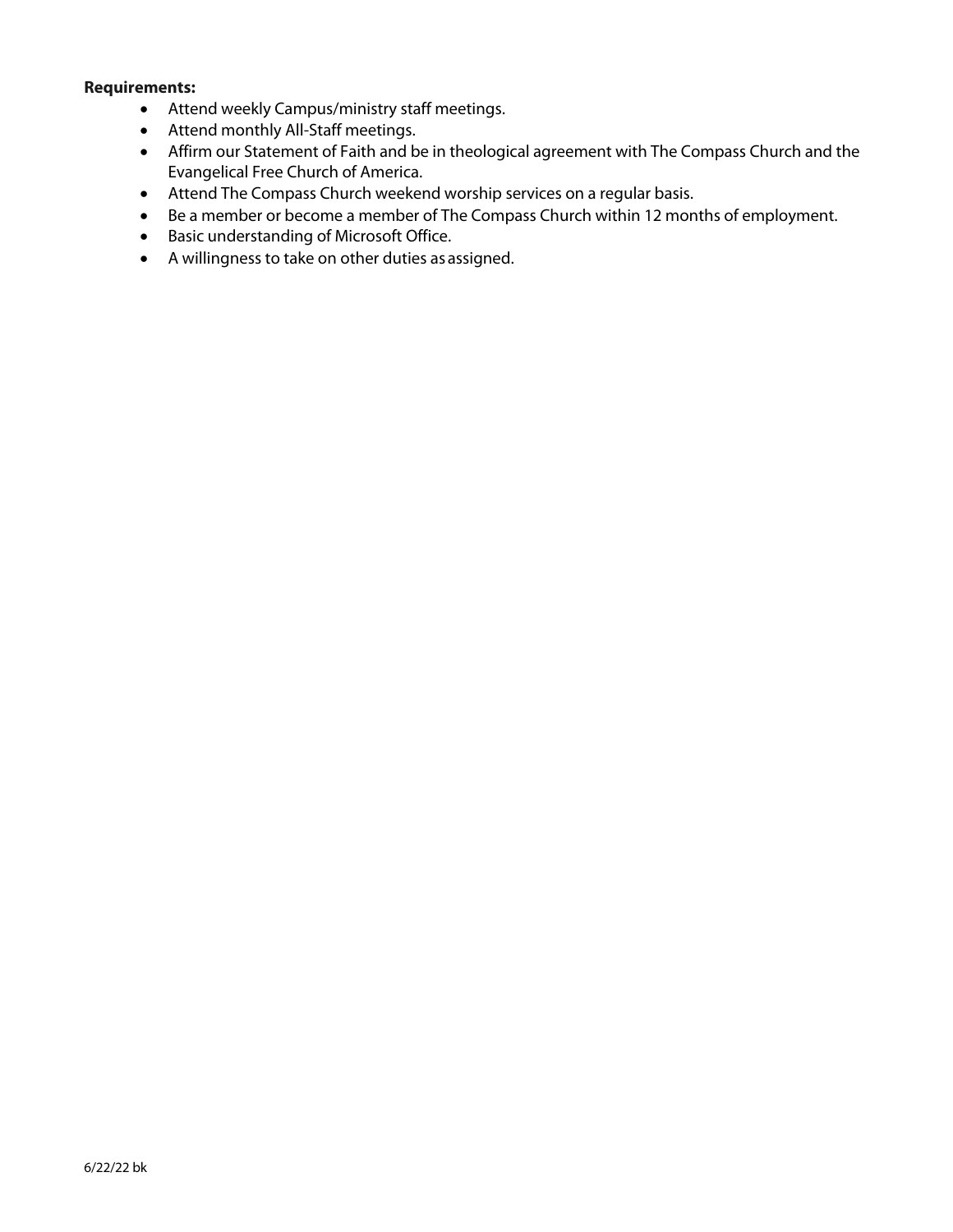**Requirements:**

- Attend weekly Campus/ministry staff meetings.
- Attend monthly All-Staff meetings.
- Affirm our Statement of Faith and be in theological agreement with The Compass Church and the Evangelical Free Church of America.
- Attend The Compass Church weekend worship services on a regular basis.
- Be a member or become a member of The Compass Church within 12 months of employment.
- Basic understanding of Microsoft Office.
- A willingness to take on other duties as assigned.

6/22/22 bk